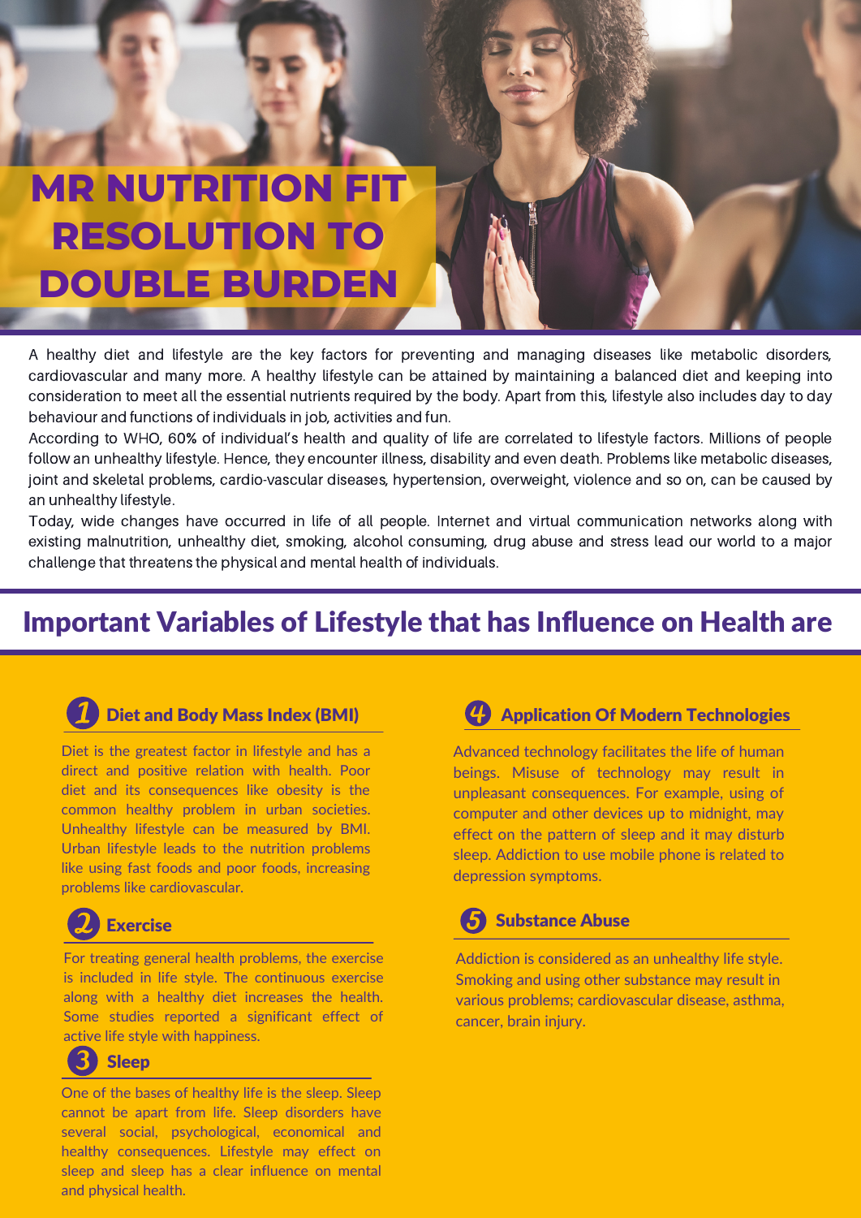# MR NUTRITION FIT RESOLUTION TO DOUBLE BURDEN

A healthy diet and lifestyle are the key factors for preventing and managing diseases like metabolic disorders, cardiovascular and many more. A healthy lifestyle can be attained by maintaining a balanced diet and keeping into consideration to meet all the essential nutrients required by the body. Apart from this, lifestyle also includes day to day behaviour and functions of individuals in job, activities and fun.

According to WHO, 60% of individual's health and quality of life are correlated to lifestyle factors. Millions of people follow an unhealthy lifestyle. Hence, they encounter illness, disability and even death. Problems like metabolic diseases, joint and skeletal problems, cardio-vascular diseases, hypertension, overweight, violence and so on, can be caused by an unhealthy lifestyle.

Today, wide changes have occurred in life of all people. Internet and virtual communication networks along with existing malnutrition, unhealthy diet, smoking, alcohol consuming, drug abuse and stress lead our world to a major challenge that threatens the physical and mental health of individuals.

## Important Variables of Lifestyle that has Influence on Health are

### 1 Diet and Body Mass Index (BMI)

Diet is the greatest factor in lifestyle and has a direct and positive relation with health. Poor diet and its consequences like obesity is the common healthy problem in urban societies. Unhealthy lifestyle can be measured by BMI. Urban lifestyle leads to the nutrition problems like using fast foods and poor foods, increasing problems like cardiovascular.

### 2 Exercise

For treating general health problems, the exercise is included in life style. The continuous exercise along with a healthy diet increases the health. Some studies reported a significant effect of active life style with happiness.

### 3 Sleep

One of the bases of healthy life is the sleep. Sleep cannot be apart from life. Sleep disorders have several social, psychological, economical and healthy consequences. Lifestyle may effect on sleep and sleep has a clear influence on mental and physical health.

### 4 Application Of Modern Technologies

Advanced technology facilitates the life of human beings. Misuse of technology may result in unpleasant consequences. For example, using of computer and other devices up to midnight, may effect on the pattern of sleep and it may disturb sleep. Addiction to use mobile phone is related to depression symptoms.

### 5 Substance Abuse

Addiction is considered as an unhealthy life style. Smoking and using other substance may result in various problems; cardiovascular disease, asthma, cancer, brain injury.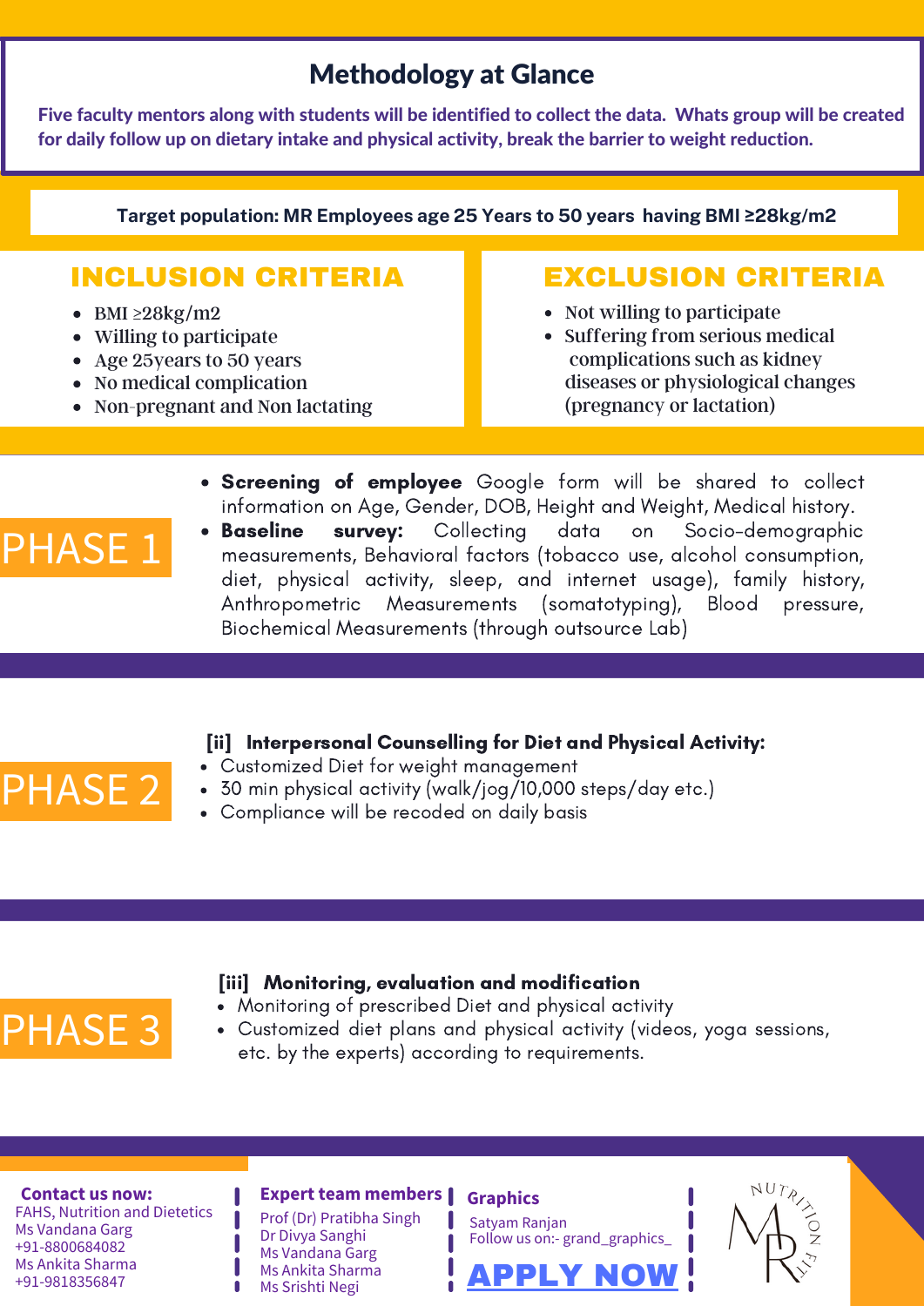# Methodology at Glance

**Five faculty mentors along with students will be identified to collect the data. Whats group will be created for daily follow up on dietary intake and physical activity, break the barrier to weight reduction.**

**Target population: MR Employees age 25 Years to 50 years having BMI ≥28kg/m2**

## INCLUSION CRITERIA

- BMI ≥28kg/m2
- Willing to participate
- Age 25years to 50 years
- No medical complication
- Non-pregnant and Non lactating

## EXCLUSION CRITERIA

- Not willing to participate
- Suffering from serious medical complications such as kidney diseases or physiological changes (pregnancy or lactation)

## PHASE 1

- **Screening of employee** Google form will be shared to collect information on Age, Gender, DOB, Height and Weight, Medical history.
- **Baseline survey:** Collecting data on Socio-demographic measurements, Behavioral factors (tobacco use, alcohol consumption, diet, physical activity, sleep, and internet usage), family history, Anthropometric Measurements (somatotyping), Blood pressure, Biochemical Measurements (through outsource Lab)

## PHASE 2

**[ii] Interpersonal Counselling for Diet and Physical Activity:**

- Customized Diet for weight management
- 30 min physical activity (walk/jog/10,000 steps/day etc.)
- Compliance will be recoded on daily basis

## PHASE 3

**[iii] Monitoring, evaluation and modification**

- Monitoring of prescribed Diet and physical activity
- Customized diet plans and physical activity (videos, yoga sessions, etc. by the experts) according to requirements.

**Contact us now:**
FAHS, Nutrition and Dietetics
Ms Vandana Garg
+91-8800684082
Ms Ankita Sharma
+91-9818356847

**Expert team members**
Prof (Dr) Pratibha Singh
Dr Divya Sanghi
Ms Vandana Garg
Ms Ankita Sharma
Ms Srishti Negi

**Graphics**
Satyam Ranjan
Follow us on:- grand_graphics_

**APPLY NOW**

MR NUTRITION FIT